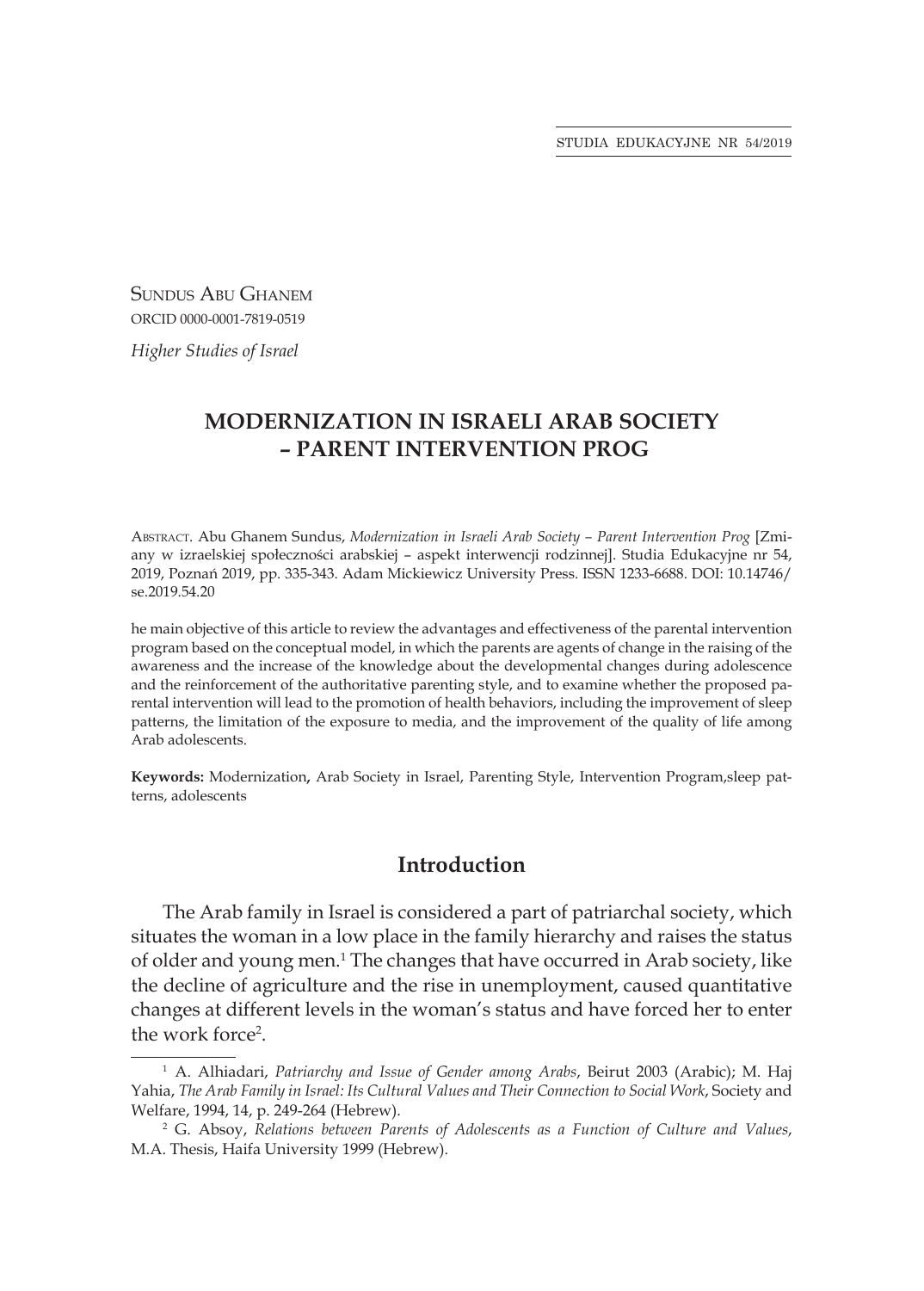Sundus Abu Ghanem

ORCID 0000-0001-7819-0519

*Higher Studies of Israel*

# MODERNIZATION IN ISRAELI ARAB SOCIETY – PARENT INTERVENTION PROG

Abstract. Abu Ghanem Sundus, *Modernization in Israeli Arab Society – Parent Intervention Prog* [Zmiany w izraelskiej społeczności arabskiej – aspekt interwencji rodzinnej]. Studia Edukacyjne nr 54, 2019, Poznań 2019, pp. 335-343. Adam Mickiewicz University Press. ISSN 1233-6688. DOI: 10.14746/se.2019.54.20

he main objective of this article to review the advantages and effectiveness of the parental intervention program based on the conceptual model, in which the parents are agents of change in the raising of the awareness and the increase of the knowledge about the developmental changes during adolescence and the reinforcement of the authoritative parenting style, and to examine whether the proposed parental intervention will lead to the promotion of health behaviors, including the improvement of sleep patterns, the limitation of the exposure to media, and the improvement of the quality of life among Arab adolescents.

**Keywords:** Modernization**,** Arab Society in Israel, Parenting Style, Intervention Program,sleep patterns, adolescents

## Introduction

The Arab family in Israel is considered a part of patriarchal society, which situates the woman in a low place in the family hierarchy and raises the status of older and young men.[1] The changes that have occurred in Arab society, like the decline of agriculture and the rise in unemployment, caused quantitative changes at different levels in the woman's status and have forced her to enter the work force[2].

[1] A. Alhiadari, *Patriarchy and Issue of Gender among Arabs*, Beirut 2003 (Arabic); M. Haj Yahia, *The Arab Family in Israel: Its Cultural Values and Their Connection to Social Work*, Society and Welfare, 1994, 14, p. 249-264 (Hebrew).

[2] G. Absoy, *Relations between Parents of Adolescents as a Function of Culture and Values*, M.A. Thesis, Haifa University 1999 (Hebrew).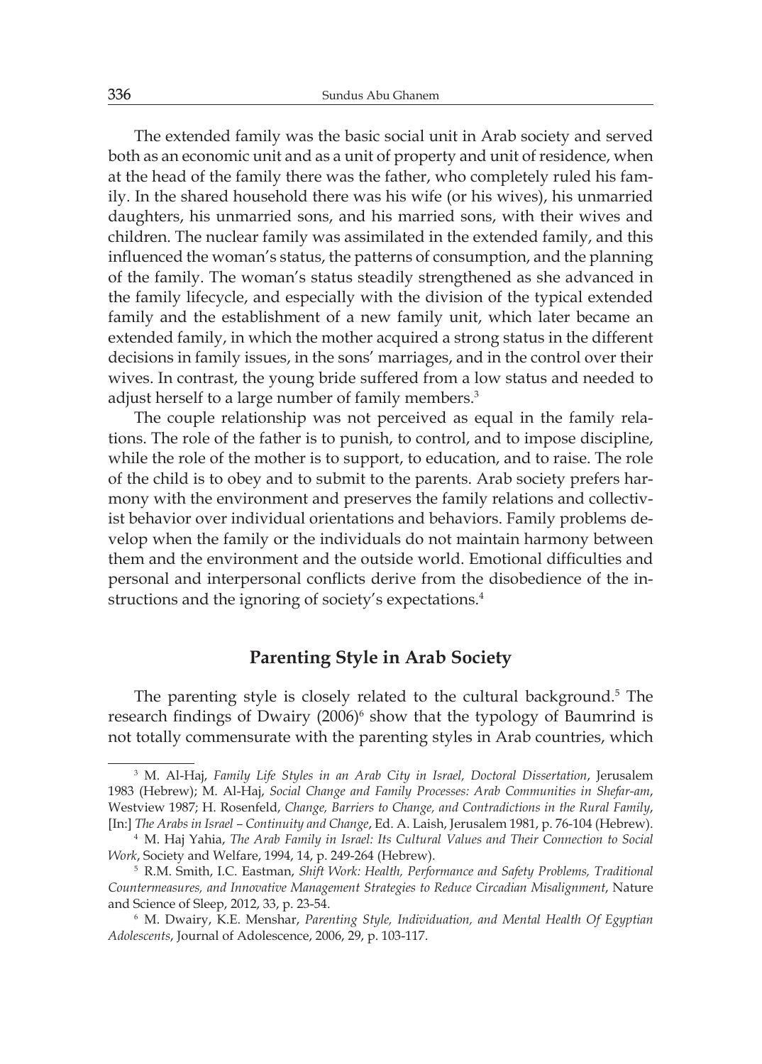The extended family was the basic social unit in Arab society and served both as an economic unit and as a unit of property and unit of residence, when at the head of the family there was the father, who completely ruled his family. In the shared household there was his wife (or his wives), his unmarried daughters, his unmarried sons, and his married sons, with their wives and children. The nuclear family was assimilated in the extended family, and this influenced the woman's status, the patterns of consumption, and the planning of the family. The woman's status steadily strengthened as she advanced in the family lifecycle, and especially with the division of the typical extended family and the establishment of a new family unit, which later became an extended family, in which the mother acquired a strong status in the different decisions in family issues, in the sons' marriages, and in the control over their wives. In contrast, the young bride suffered from a low status and needed to adjust herself to a large number of family members.[3]

The couple relationship was not perceived as equal in the family relations. The role of the father is to punish, to control, and to impose discipline, while the role of the mother is to support, to education, and to raise. The role of the child is to obey and to submit to the parents. Arab society prefers harmony with the environment and preserves the family relations and collectivist behavior over individual orientations and behaviors. Family problems develop when the family or the individuals do not maintain harmony between them and the environment and the outside world. Emotional difficulties and personal and interpersonal conflicts derive from the disobedience of the instructions and the ignoring of society's expectations.[4]

## Parenting Style in Arab Society

The parenting style is closely related to the cultural background.[5] The research findings of Dwairy (2006)[6] show that the typology of Baumrind is not totally commensurate with the parenting styles in Arab countries, which

---

[3] M. Al-Haj, *Family Life Styles in an Arab City in Israel, Doctoral Dissertation*, Jerusalem 1983 (Hebrew); M. Al-Haj, *Social Change and Family Processes: Arab Communities in Shefar-am*, Westview 1987; H. Rosenfeld, *Change, Barriers to Change, and Contradictions in the Rural Family*, [In:] *The Arabs in Israel – Continuity and Change*, Ed. A. Laish, Jerusalem 1981, p. 76-104 (Hebrew).

[4] M. Haj Yahia, *The Arab Family in Israel: Its Cultural Values and Their Connection to Social Work*, Society and Welfare, 1994, 14, p. 249-264 (Hebrew).

[5] R.M. Smith, I.C. Eastman, *Shift Work: Health, Performance and Safety Problems, Traditional Countermeasures, and Innovative Management Strategies to Reduce Circadian Misalignment*, Nature and Science of Sleep, 2012, 33, p. 23-54.

[6] M. Dwairy, K.E. Menshar, *Parenting Style, Individuation, and Mental Health Of Egyptian Adolescents*, Journal of Adolescence, 2006, 29, p. 103-117.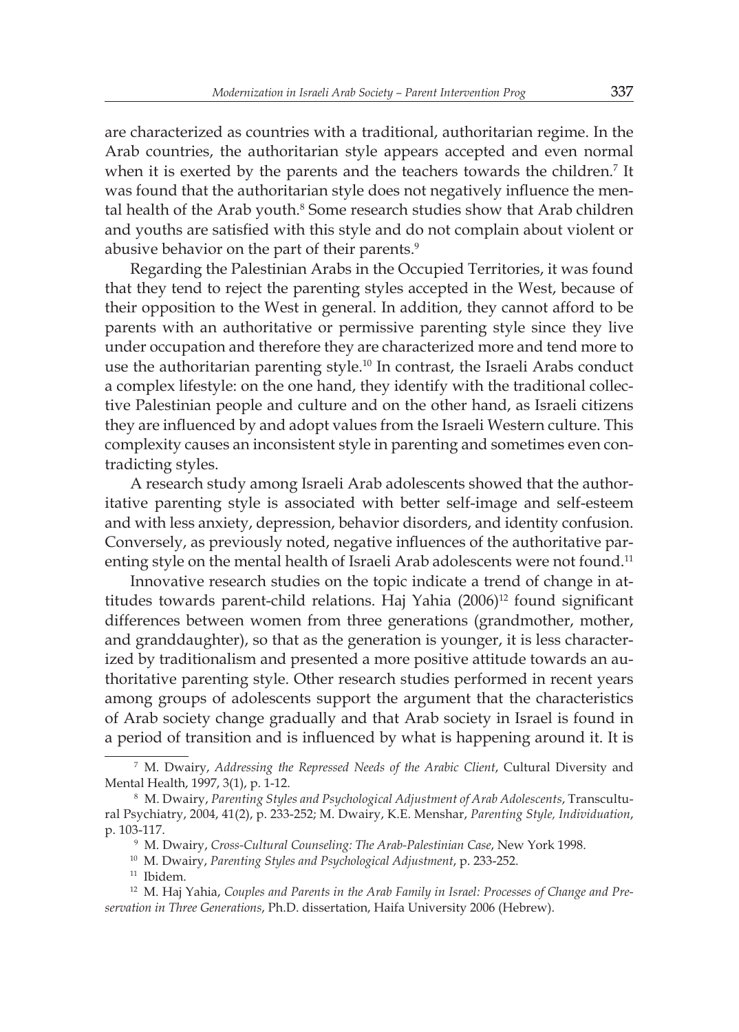are characterized as countries with a traditional, authoritarian regime. In the Arab countries, the authoritarian style appears accepted and even normal when it is exerted by the parents and the teachers towards the children.[7] It was found that the authoritarian style does not negatively influence the mental health of the Arab youth.[8] Some research studies show that Arab children and youths are satisfied with this style and do not complain about violent or abusive behavior on the part of their parents.[9]

Regarding the Palestinian Arabs in the Occupied Territories, it was found that they tend to reject the parenting styles accepted in the West, because of their opposition to the West in general. In addition, they cannot afford to be parents with an authoritative or permissive parenting style since they live under occupation and therefore they are characterized more and tend more to use the authoritarian parenting style.[10] In contrast, the Israeli Arabs conduct a complex lifestyle: on the one hand, they identify with the traditional collective Palestinian people and culture and on the other hand, as Israeli citizens they are influenced by and adopt values from the Israeli Western culture. This complexity causes an inconsistent style in parenting and sometimes even contradicting styles.

A research study among Israeli Arab adolescents showed that the authoritative parenting style is associated with better self-image and self-esteem and with less anxiety, depression, behavior disorders, and identity confusion. Conversely, as previously noted, negative influences of the authoritative parenting style on the mental health of Israeli Arab adolescents were not found.[11]

Innovative research studies on the topic indicate a trend of change in attitudes towards parent-child relations. Haj Yahia (2006)[12] found significant differences between women from three generations (grandmother, mother, and granddaughter), so that as the generation is younger, it is less characterized by traditionalism and presented a more positive attitude towards an authoritative parenting style. Other research studies performed in recent years among groups of adolescents support the argument that the characteristics of Arab society change gradually and that Arab society in Israel is found in a period of transition and is influenced by what is happening around it. It is

---

[7] M. Dwairy, *Addressing the Repressed Needs of the Arabic Client*, Cultural Diversity and Mental Health, 1997, 3(1), p. 1-12.

[8] M. Dwairy, *Parenting Styles and Psychological Adjustment of Arab Adolescents*, Transcultural Psychiatry, 2004, 41(2), p. 233-252; M. Dwairy, K.E. Menshar, *Parenting Style, Individuation*, p. 103-117.

[9] M. Dwairy, *Cross-Cultural Counseling: The Arab-Palestinian Case*, New York 1998.

[10] M. Dwairy, *Parenting Styles and Psychological Adjustment*, p. 233-252.

[11] Ibidem.

[12] M. Haj Yahia, *Couples and Parents in the Arab Family in Israel: Processes of Change and Preservation in Three Generations*, Ph.D. dissertation, Haifa University 2006 (Hebrew).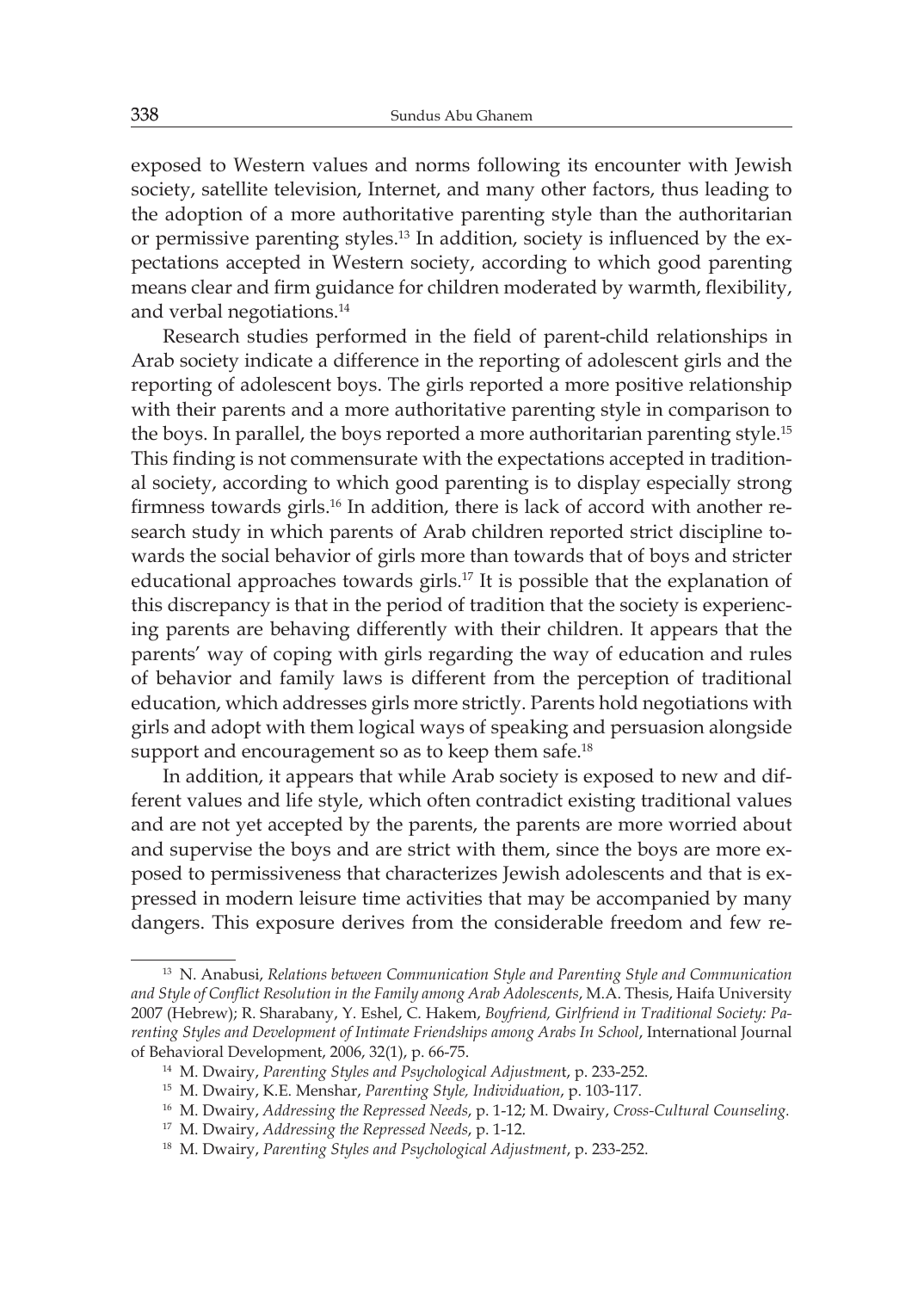exposed to Western values and norms following its encounter with Jewish society, satellite television, Internet, and many other factors, thus leading to the adoption of a more authoritative parenting style than the authoritarian or permissive parenting styles.[13] In addition, society is influenced by the expectations accepted in Western society, according to which good parenting means clear and firm guidance for children moderated by warmth, flexibility, and verbal negotiations.[14]

Research studies performed in the field of parent-child relationships in Arab society indicate a difference in the reporting of adolescent girls and the reporting of adolescent boys. The girls reported a more positive relationship with their parents and a more authoritative parenting style in comparison to the boys. In parallel, the boys reported a more authoritarian parenting style.[15] This finding is not commensurate with the expectations accepted in traditional society, according to which good parenting is to display especially strong firmness towards girls.[16] In addition, there is lack of accord with another research study in which parents of Arab children reported strict discipline towards the social behavior of girls more than towards that of boys and stricter educational approaches towards girls.[17] It is possible that the explanation of this discrepancy is that in the period of tradition that the society is experiencing parents are behaving differently with their children. It appears that the parents' way of coping with girls regarding the way of education and rules of behavior and family laws is different from the perception of traditional education, which addresses girls more strictly. Parents hold negotiations with girls and adopt with them logical ways of speaking and persuasion alongside support and encouragement so as to keep them safe.[18]

In addition, it appears that while Arab society is exposed to new and different values and life style, which often contradict existing traditional values and are not yet accepted by the parents, the parents are more worried about and supervise the boys and are strict with them, since the boys are more exposed to permissiveness that characterizes Jewish adolescents and that is expressed in modern leisure time activities that may be accompanied by many dangers. This exposure derives from the considerable freedom and few re-

---

[13] N. Anabusi, *Relations between Communication Style and Parenting Style and Communication and Style of Conflict Resolution in the Family among Arab Adolescents*, M.A. Thesis, Haifa University 2007 (Hebrew); R. Sharabany, Y. Eshel, C. Hakem, *Boyfriend, Girlfriend in Traditional Society: Parenting Styles and Development of Intimate Friendships among Arabs In School*, International Journal of Behavioral Development, 2006, 32(1), p. 66-75.

[14] M. Dwairy, *Parenting Styles and Psychological Adjustment*, p. 233-252.

[15] M. Dwairy, K.E. Menshar, *Parenting Style, Individuation*, p. 103-117.

[16] M. Dwairy, *Addressing the Repressed Needs*, p. 1-12; M. Dwairy, *Cross-Cultural Counseling.*

[17] M. Dwairy, *Addressing the Repressed Needs*, p. 1-12.

[18] M. Dwairy, *Parenting Styles and Psychological Adjustment*, p. 233-252.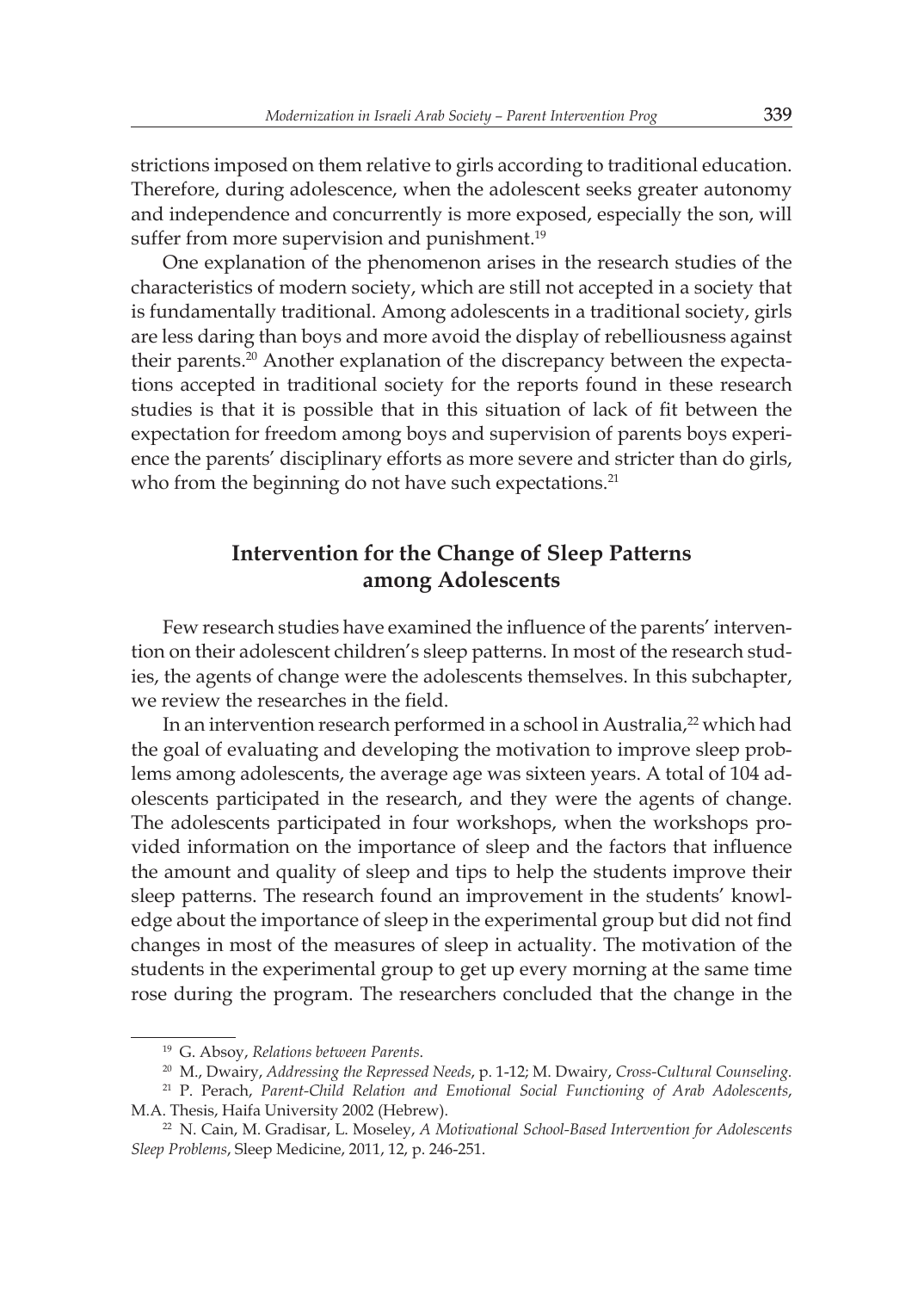strictions imposed on them relative to girls according to traditional education. Therefore, during adolescence, when the adolescent seeks greater autonomy and independence and concurrently is more exposed, especially the son, will suffer from more supervision and punishment.[19]

One explanation of the phenomenon arises in the research studies of the characteristics of modern society, which are still not accepted in a society that is fundamentally traditional. Among adolescents in a traditional society, girls are less daring than boys and more avoid the display of rebelliousness against their parents.[20] Another explanation of the discrepancy between the expectations accepted in traditional society for the reports found in these research studies is that it is possible that in this situation of lack of fit between the expectation for freedom among boys and supervision of parents boys experience the parents' disciplinary efforts as more severe and stricter than do girls, who from the beginning do not have such expectations.[21]

## Intervention for the Change of Sleep Patterns among Adolescents

Few research studies have examined the influence of the parents' intervention on their adolescent children's sleep patterns. In most of the research studies, the agents of change were the adolescents themselves. In this subchapter, we review the researches in the field.

In an intervention research performed in a school in Australia,[22] which had the goal of evaluating and developing the motivation to improve sleep problems among adolescents, the average age was sixteen years. A total of 104 adolescents participated in the research, and they were the agents of change. The adolescents participated in four workshops, when the workshops provided information on the importance of sleep and the factors that influence the amount and quality of sleep and tips to help the students improve their sleep patterns. The research found an improvement in the students' knowledge about the importance of sleep in the experimental group but did not find changes in most of the measures of sleep in actuality. The motivation of the students in the experimental group to get up every morning at the same time rose during the program. The researchers concluded that the change in the

---

[19] G. Absoy, *Relations between Parents*.

[20] M., Dwairy, *Addressing the Repressed Needs*, p. 1-12; M. Dwairy, *Cross-Cultural Counseling.*

[21] P. Perach, *Parent-Child Relation and Emotional Social Functioning of Arab Adolescents*, M.A. Thesis, Haifa University 2002 (Hebrew).

[22] N. Cain, M. Gradisar, L. Moseley, *A Motivational School-Based Intervention for Adolescents Sleep Problems*, Sleep Medicine, 2011, 12, p. 246-251.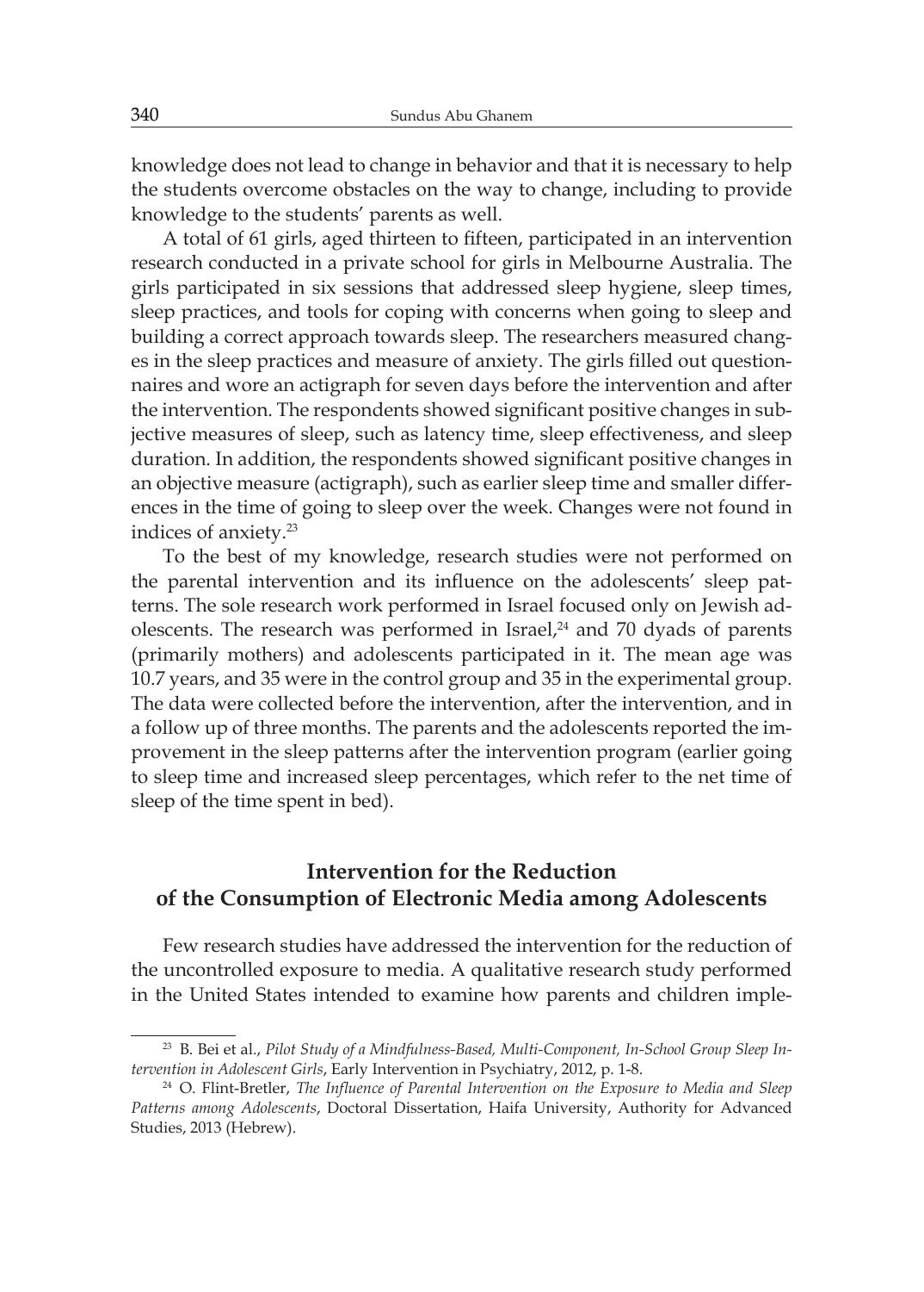knowledge does not lead to change in behavior and that it is necessary to help the students overcome obstacles on the way to change, including to provide knowledge to the students' parents as well.

A total of 61 girls, aged thirteen to fifteen, participated in an intervention research conducted in a private school for girls in Melbourne Australia. The girls participated in six sessions that addressed sleep hygiene, sleep times, sleep practices, and tools for coping with concerns when going to sleep and building a correct approach towards sleep. The researchers measured changes in the sleep practices and measure of anxiety. The girls filled out questionnaires and wore an actigraph for seven days before the intervention and after the intervention. The respondents showed significant positive changes in subjective measures of sleep, such as latency time, sleep effectiveness, and sleep duration. In addition, the respondents showed significant positive changes in an objective measure (actigraph), such as earlier sleep time and smaller differences in the time of going to sleep over the week. Changes were not found in indices of anxiety.[23]

To the best of my knowledge, research studies were not performed on the parental intervention and its influence on the adolescents' sleep patterns. The sole research work performed in Israel focused only on Jewish adolescents. The research was performed in Israel,[24] and 70 dyads of parents (primarily mothers) and adolescents participated in it. The mean age was 10.7 years, and 35 were in the control group and 35 in the experimental group. The data were collected before the intervention, after the intervention, and in a follow up of three months. The parents and the adolescents reported the improvement in the sleep patterns after the intervention program (earlier going to sleep time and increased sleep percentages, which refer to the net time of sleep of the time spent in bed).

## Intervention for the Reduction of the Consumption of Electronic Media among Adolescents

Few research studies have addressed the intervention for the reduction of the uncontrolled exposure to media. A qualitative research study performed in the United States intended to examine how parents and children imple-

---

[23] B. Bei et al., *Pilot Study of a Mindfulness-Based, Multi-Component, In-School Group Sleep Intervention in Adolescent Girls*, Early Intervention in Psychiatry, 2012, p. 1-8.

[24] O. Flint-Bretler, *The Influence of Parental Intervention on the Exposure to Media and Sleep Patterns among Adolescents*, Doctoral Dissertation, Haifa University, Authority for Advanced Studies, 2013 (Hebrew).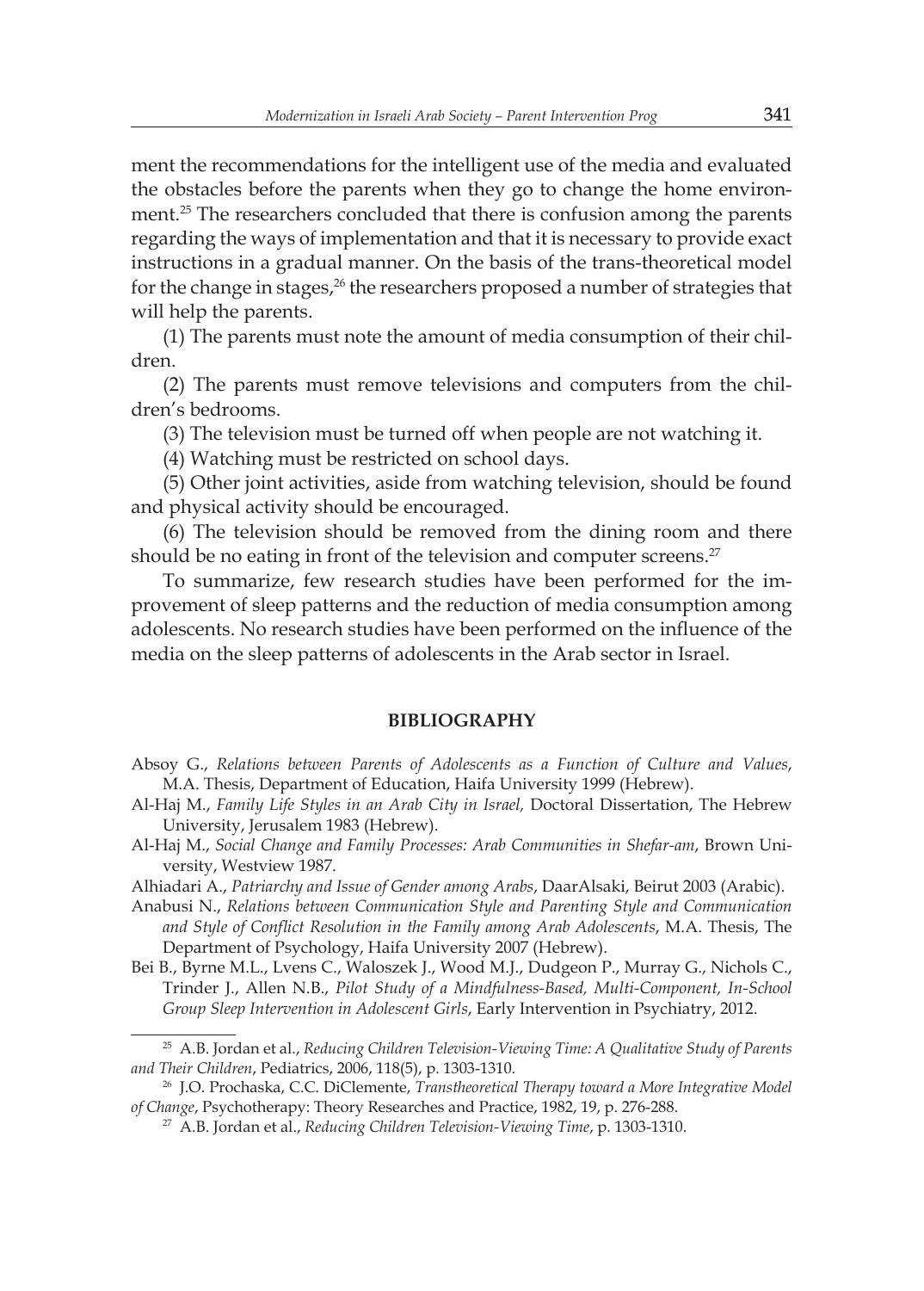ment the recommendations for the intelligent use of the media and evaluated the obstacles before the parents when they go to change the home environment.[25] The researchers concluded that there is confusion among the parents regarding the ways of implementation and that it is necessary to provide exact instructions in a gradual manner. On the basis of the trans-theoretical model for the change in stages,[26] the researchers proposed a number of strategies that will help the parents.

(1) The parents must note the amount of media consumption of their children.

(2) The parents must remove televisions and computers from the children's bedrooms.

(3) The television must be turned off when people are not watching it.

(4) Watching must be restricted on school days.

(5) Other joint activities, aside from watching television, should be found and physical activity should be encouraged.

(6) The television should be removed from the dining room and there should be no eating in front of the television and computer screens.[27]

To summarize, few research studies have been performed for the improvement of sleep patterns and the reduction of media consumption among adolescents. No research studies have been performed on the influence of the media on the sleep patterns of adolescents in the Arab sector in Israel.

## BIBLIOGRAPHY

Absoy G., *Relations between Parents of Adolescents as a Function of Culture and Values*, M.A. Thesis, Department of Education, Haifa University 1999 (Hebrew).

Al-Haj M., *Family Life Styles in an Arab City in Israel,* Doctoral Dissertation, The Hebrew University, Jerusalem 1983 (Hebrew).

Al-Haj M., *Social Change and Family Processes: Arab Communities in Shefar-am*, Brown University, Westview 1987.

Alhiadari A., *Patriarchy and Issue of Gender among Arabs*, DaarAlsaki, Beirut 2003 (Arabic).

Anabusi N., *Relations between Communication Style and Parenting Style and Communication and Style of Conflict Resolution in the Family among Arab Adolescents*, M.A. Thesis, The Department of Psychology, Haifa University 2007 (Hebrew).

Bei B., Byrne M.L., Lvens C., Waloszek J., Wood M.J., Dudgeon P., Murray G., Nichols C., Trinder J., Allen N.B., *Pilot Study of a Mindfulness-Based, Multi-Component, In-School Group Sleep Intervention in Adolescent Girls*, Early Intervention in Psychiatry, 2012.

---

[25] A.B. Jordan et al., *Reducing Children Television-Viewing Time: A Qualitative Study of Parents and Their Children*, Pediatrics, 2006, 118(5), p. 1303-1310.

[26] J.O. Prochaska, C.C. DiClemente, *Transtheoretical Therapy toward a More Integrative Model of Change*, Psychotherapy: Theory Researches and Practice, 1982, 19, p. 276-288.

[27] A.B. Jordan et al., *Reducing Children Television-Viewing Time*, p. 1303-1310.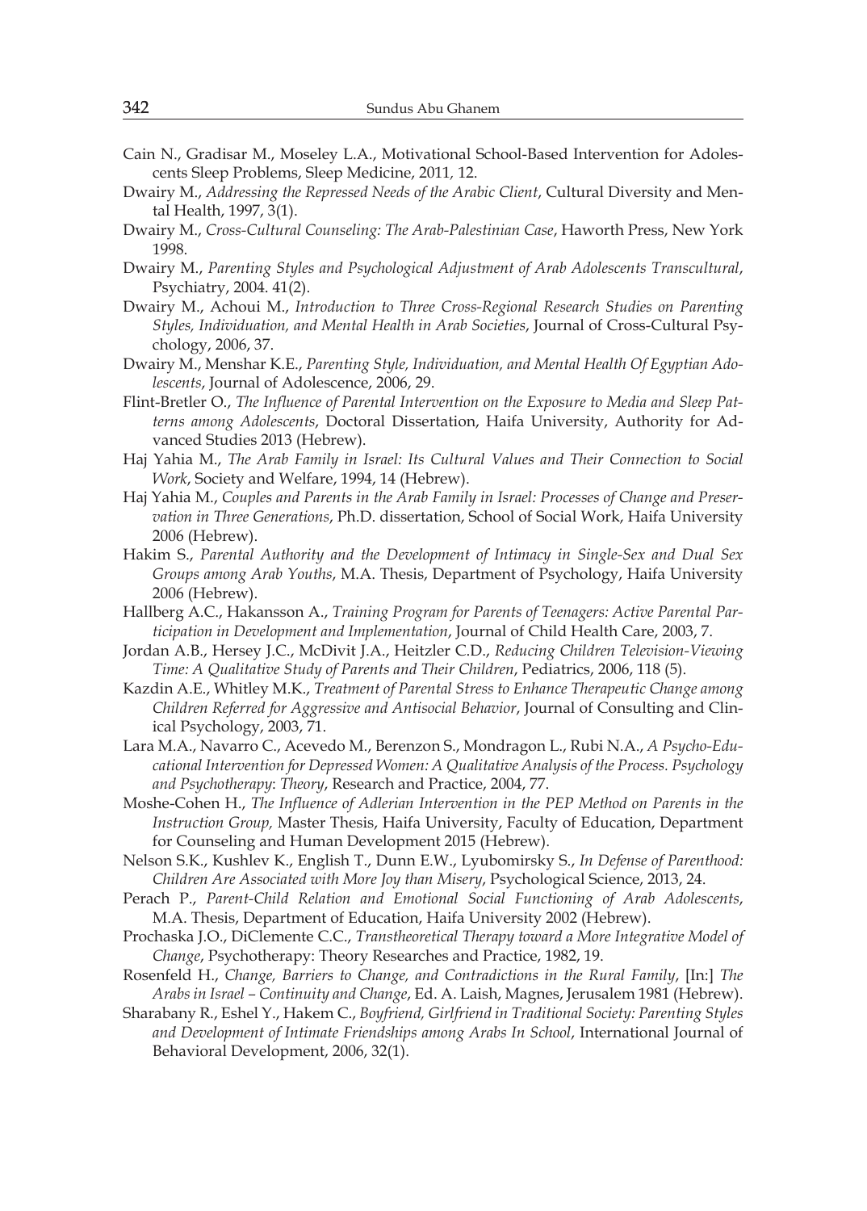Cain N., Gradisar M., Moseley L.A., Motivational School-Based Intervention for Adolescents Sleep Problems, Sleep Medicine, 2011, 12.

Dwairy M., *Addressing the Repressed Needs of the Arabic Client*, Cultural Diversity and Mental Health, 1997, 3(1).

Dwairy M., *Cross-Cultural Counseling: The Arab-Palestinian Case*, Haworth Press, New York 1998.

Dwairy M., *Parenting Styles and Psychological Adjustment of Arab Adolescents Transcultural*, Psychiatry, 2004. 41(2).

Dwairy M., Achoui M., *Introduction to Three Cross-Regional Research Studies on Parenting Styles, Individuation, and Mental Health in Arab Societies*, Journal of Cross-Cultural Psychology, 2006, 37.

Dwairy M., Menshar K.E., *Parenting Style, Individuation, and Mental Health Of Egyptian Adolescents*, Journal of Adolescence, 2006, 29.

Flint-Bretler O., *The Influence of Parental Intervention on the Exposure to Media and Sleep Patterns among Adolescents*, Doctoral Dissertation, Haifa University, Authority for Advanced Studies 2013 (Hebrew).

Haj Yahia M., *The Arab Family in Israel: Its Cultural Values and Their Connection to Social Work*, Society and Welfare, 1994, 14 (Hebrew).

Haj Yahia M., *Couples and Parents in the Arab Family in Israel: Processes of Change and Preservation in Three Generations*, Ph.D. dissertation, School of Social Work, Haifa University 2006 (Hebrew).

Hakim S., *Parental Authority and the Development of Intimacy in Single-Sex and Dual Sex Groups among Arab Youths*, M.A. Thesis, Department of Psychology, Haifa University 2006 (Hebrew).

Hallberg A.C., Hakansson A., *Training Program for Parents of Teenagers: Active Parental Participation in Development and Implementation*, Journal of Child Health Care, 2003, 7.

Jordan A.B., Hersey J.C., McDivit J.A., Heitzler C.D., *Reducing Children Television-Viewing Time: A Qualitative Study of Parents and Their Children*, Pediatrics, 2006, 118 (5).

Kazdin A.E., Whitley M.K., *Treatment of Parental Stress to Enhance Therapeutic Change among Children Referred for Aggressive and Antisocial Behavior*, Journal of Consulting and Clinical Psychology, 2003, 71.

Lara M.A., Navarro C., Acevedo M., Berenzon S., Mondragon L., Rubi N.A., *A Psycho-Educational Intervention for Depressed Women: A Qualitative Analysis of the Process. Psychology and Psychotherapy*: *Theory*, Research and Practice, 2004, 77.

Moshe-Cohen H., *The Influence of Adlerian Intervention in the PEP Method on Parents in the Instruction Group*, Master Thesis, Haifa University, Faculty of Education, Department for Counseling and Human Development 2015 (Hebrew).

Nelson S.K., Kushlev K., English T., Dunn E.W., Lyubomirsky S., *In Defense of Parenthood: Children Are Associated with More Joy than Misery*, Psychological Science, 2013, 24.

Perach P., *Parent-Child Relation and Emotional Social Functioning of Arab Adolescents*, M.A. Thesis, Department of Education, Haifa University 2002 (Hebrew).

Prochaska J.O., DiClemente C.C., *Transtheoretical Therapy toward a More Integrative Model of Change*, Psychotherapy: Theory Researches and Practice, 1982, 19.

Rosenfeld H., *Change, Barriers to Change, and Contradictions in the Rural Family*, [In:] *The Arabs in Israel – Continuity and Change*, Ed. A. Laish, Magnes, Jerusalem 1981 (Hebrew).

Sharabany R., Eshel Y., Hakem C., *Boyfriend, Girlfriend in Traditional Society: Parenting Styles and Development of Intimate Friendships among Arabs In School*, International Journal of Behavioral Development, 2006, 32(1).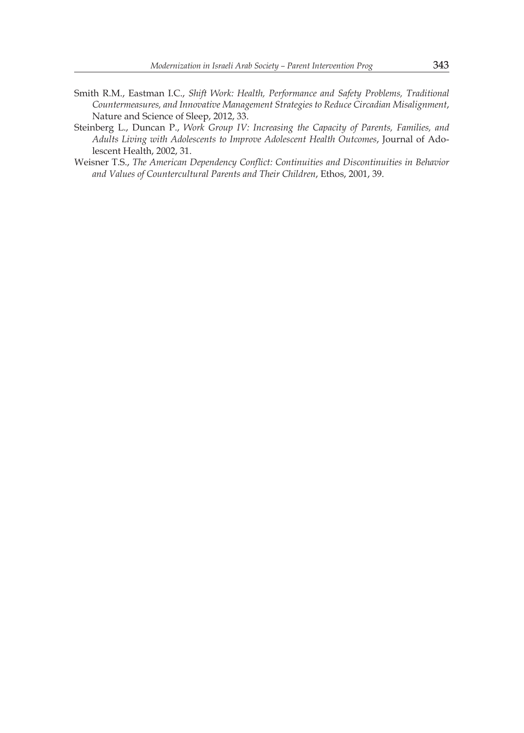Smith R.M., Eastman I.C., *Shift Work: Health, Performance and Safety Problems, Traditional Countermeasures, and Innovative Management Strategies to Reduce Circadian Misalignment*, Nature and Science of Sleep, 2012, 33.

Steinberg L., Duncan P., *Work Group IV: Increasing the Capacity of Parents, Families, and Adults Living with Adolescents to Improve Adolescent Health Outcomes*, Journal of Adolescent Health, 2002, 31.

Weisner T.S., *The American Dependency Conflict: Continuities and Discontinuities in Behavior and Values of Countercultural Parents and Their Children*, Ethos, 2001, 39.